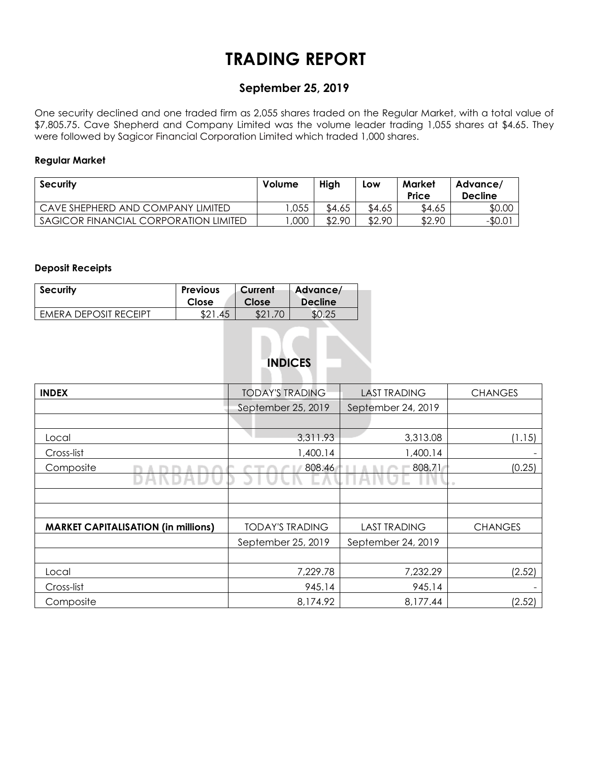# TRADING REPORT

## September 25, 2019

One security declined and one traded firm as 2,055 shares traded on the Regular Market, with a total value of $7,805.75. Cave Shepherd and Company Limited was the volume leader trading 1,055 shares at $4.65. They were followed by Sagicor Financial Corporation Limited which traded 1,000 shares.

### Regular Market

| Security | Volume | High | Low | Market Price | Advance/ Decline |
|---|---|---|---|---|---|
| CAVE SHEPHERD AND COMPANY LIMITED | 1,055 | $4.65 | $4.65 | $4.65 | $0.00 |
| SAGICOR FINANCIAL CORPORATION LIMITED | 1,000 | $2.90 | $2.90 | $2.90 | -$0.01 |

### Deposit Receipts

| Security | Previous Close | Current Close | Advance/ Decline |
|---|---|---|---|
| EMERA DEPOSIT RECEIPT | $21.45 | $21.70 | $0.25 |

## INDICES

| INDEX | TODAY'S TRADING | LAST TRADING | CHANGES |
|---|---|---|---|
| | September 25, 2019 | September 24, 2019 | |
| | | | |
| Local | 3,311.93 | 3,313.08 | (1.15) |
| Cross-list | 1,400.14 | 1,400.14 | - |
| Composite | 808.46 | 808.71 | (0.25) |
| | | | |
| | | | |
| | | | |
| **MARKET CAPITALISATION (in millions)** | TODAY'S TRADING | LAST TRADING | CHANGES |
| | September 25, 2019 | September 24, 2019 | |
| | | | |
| Local | 7,229.78 | 7,232.29 | (2.52) |
| Cross-list | 945.14 | 945.14 | - |
| Composite | 8,174.92 | 8,177.44 | (2.52) |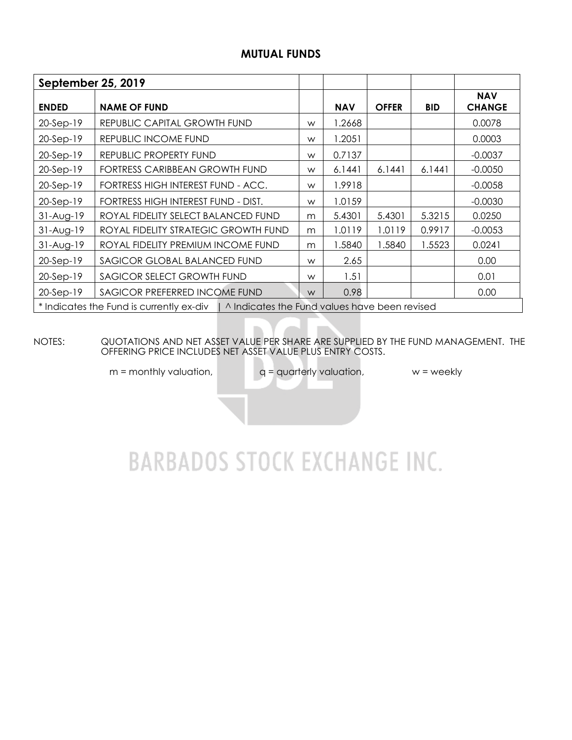# MUTUAL FUNDS

| September 25, 2019 | | | | | | |
|---|---|---|---|---|---|---|
| **ENDED** | **NAME OF FUND** | | **NAV** | **OFFER** | **BID** | **NAV CHANGE** |
| 20-Sep-19 | REPUBLIC CAPITAL GROWTH FUND | w | 1.2668 | | | 0.0078 |
| 20-Sep-19 | REPUBLIC INCOME FUND | w | 1.2051 | | | 0.0003 |
| 20-Sep-19 | REPUBLIC PROPERTY FUND | w | 0.7137 | | | -0.0037 |
| 20-Sep-19 | FORTRESS CARIBBEAN GROWTH FUND | w | 6.1441 | 6.1441 | 6.1441 | -0.0050 |
| 20-Sep-19 | FORTRESS HIGH INTEREST FUND - ACC. | w | 1.9918 | | | -0.0058 |
| 20-Sep-19 | FORTRESS HIGH INTEREST FUND - DIST. | w | 1.0159 | | | -0.0030 |
| 31-Aug-19 | ROYAL FIDELITY SELECT BALANCED FUND | m | 5.4301 | 5.4301 | 5.3215 | 0.0250 |
| 31-Aug-19 | ROYAL FIDELITY STRATEGIC GROWTH FUND | m | 1.0119 | 1.0119 | 0.9917 | -0.0053 |
| 31-Aug-19 | ROYAL FIDELITY PREMIUM INCOME FUND | m | 1.5840 | 1.5840 | 1.5523 | 0.0241 |
| 20-Sep-19 | SAGICOR GLOBAL BALANCED FUND | w | 2.65 | | | 0.00 |
| 20-Sep-19 | SAGICOR SELECT GROWTH FUND | w | 1.51 | | | 0.01 |
| 20-Sep-19 | SAGICOR PREFERRED INCOME FUND | w | 0.98 | | | 0.00 |
| * Indicates the Fund is currently ex-div \| ^ Indicates the Fund values have been revised | | | | | | |

NOTES: QUOTATIONS AND NET ASSET VALUE PER SHARE ARE SUPPLIED BY THE FUND MANAGEMENT. THE OFFERING PRICE INCLUDES NET ASSET VALUE PLUS ENTRY COSTS.

m = monthly valuation, q = quarterly valuation, w = weekly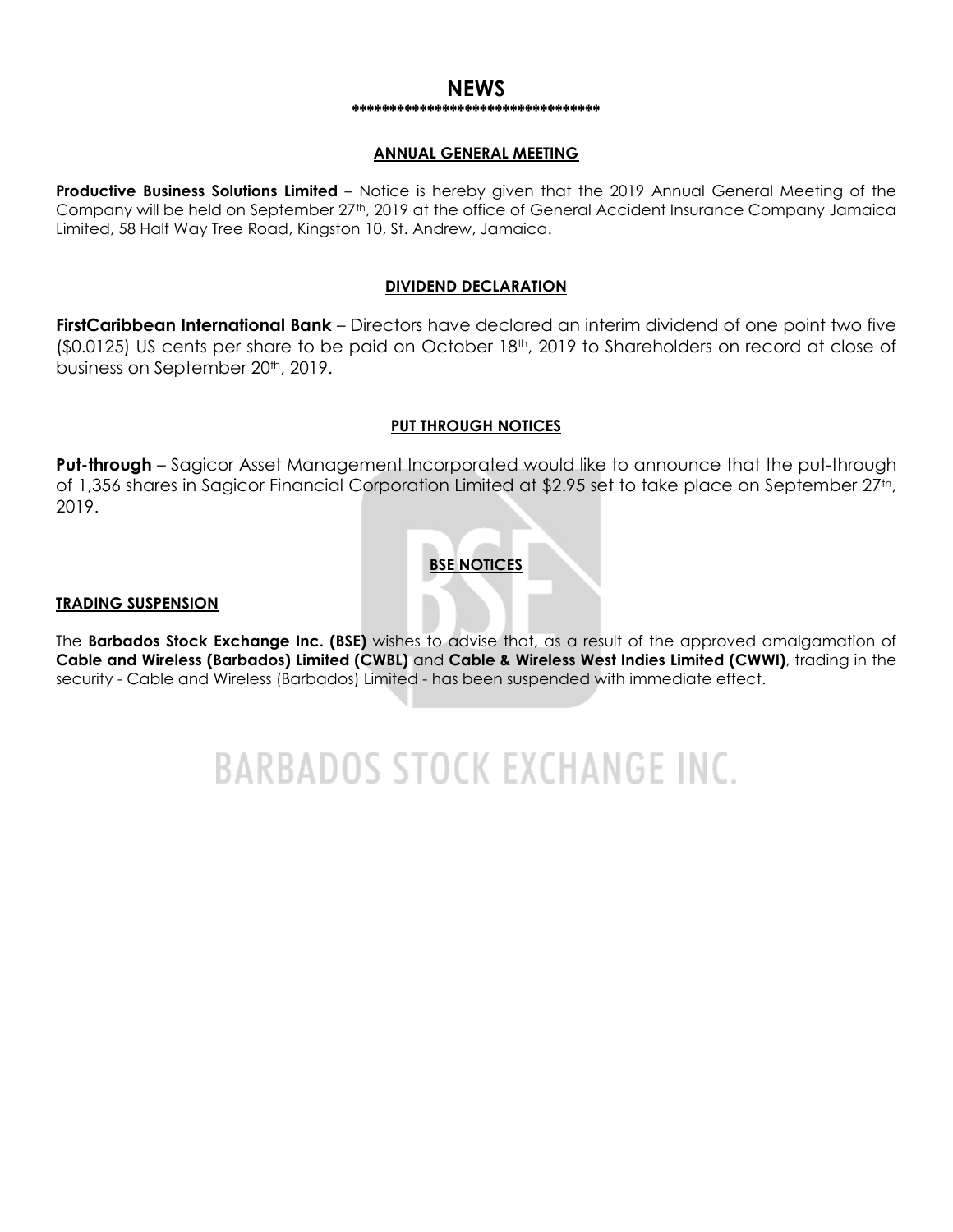# NEWS

**********************************

## ANNUAL GENERAL MEETING

**Productive Business Solutions Limited** – Notice is hereby given that the 2019 Annual General Meeting of the Company will be held on September 27th, 2019 at the office of General Accident Insurance Company Jamaica Limited, 58 Half Way Tree Road, Kingston 10, St. Andrew, Jamaica.

## DIVIDEND DECLARATION

**FirstCaribbean International Bank** – Directors have declared an interim dividend of one point two five ($0.0125) US cents per share to be paid on October 18th, 2019 to Shareholders on record at close of business on September 20th, 2019.

## PUT THROUGH NOTICES

**Put-through** – Sagicor Asset Management Incorporated would like to announce that the put-through of 1,356 shares in Sagicor Financial Corporation Limited at $2.95 set to take place on September 27th, 2019.

## BSE NOTICES

### TRADING SUSPENSION

The **Barbados Stock Exchange Inc. (BSE)** wishes to advise that, as a result of the approved amalgamation of **Cable and Wireless (Barbados) Limited (CWBL)** and **Cable & Wireless West Indies Limited (CWWI)**, trading in the security - Cable and Wireless (Barbados) Limited - has been suspended with immediate effect.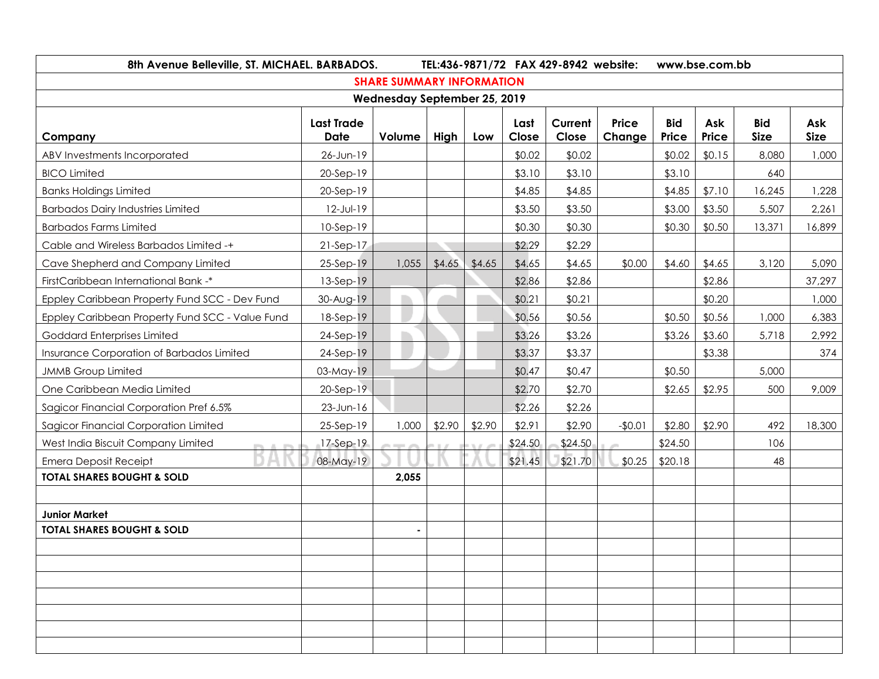| 8th Avenue Belleville, ST. MICHAEL. BARBADOS. TEL:436-9871/72 FAX 429-8942 website: www.bse.com.bb | | | | | | | | | | | |
|---|---|---|---|---|---|---|---|---|---|---|---|
| **SHARE SUMMARY INFORMATION** | | | | | | | | | | | |
| **Wednesday September 25, 2019** | | | | | | | | | | | |
| **Company** | **Last Trade Date** | **Volume** | **High** | **Low** | **Last Close** | **Current Close** | **Price Change** | **Bid Price** | **Ask Price** | **Bid Size** | **Ask Size** |
| ABV Investments Incorporated | 26-Jun-19 | | | | $0.02 | $0.02 | | $0.02 | $0.15 | 8,080 | 1,000 |
| BICO Limited | 20-Sep-19 | | | | $3.10 | $3.10 | | $3.10 | | 640 | |
| Banks Holdings Limited | 20-Sep-19 | | | | $4.85 | $4.85 | | $4.85 | $7.10 | 16,245 | 1,228 |
| Barbados Dairy Industries Limited | 12-Jul-19 | | | | $3.50 | $3.50 | | $3.00 | $3.50 | 5,507 | 2,261 |
| Barbados Farms Limited | 10-Sep-19 | | | | $0.30 | $0.30 | | $0.30 | $0.50 | 13,371 | 16,899 |
| Cable and Wireless Barbados Limited -+ | 21-Sep-17 | | | | $2.29 | $2.29 | | | | | |
| Cave Shepherd and Company Limited | 25-Sep-19 | 1,055 | $4.65 | $4.65 | $4.65 | $4.65 | $0.00 | $4.60 | $4.65 | 3,120 | 5,090 |
| FirstCaribbean International Bank -* | 13-Sep-19 | | | | $2.86 | $2.86 | | | $2.86 | | 37,297 |
| Eppley Caribbean Property Fund SCC - Dev Fund | 30-Aug-19 | | | | $0.21 | $0.21 | | | $0.20 | | 1,000 |
| Eppley Caribbean Property Fund SCC - Value Fund | 18-Sep-19 | | | | $0.56 | $0.56 | | $0.50 | $0.56 | 1,000 | 6,383 |
| Goddard Enterprises Limited | 24-Sep-19 | | | | $3.26 | $3.26 | | $3.26 | $3.60 | 5,718 | 2,992 |
| Insurance Corporation of Barbados Limited | 24-Sep-19 | | | | $3.37 | $3.37 | | | $3.38 | | 374 |
| JMMB Group Limited | 03-May-19 | | | | $0.47 | $0.47 | | $0.50 | | 5,000 | |
| One Caribbean Media Limited | 20-Sep-19 | | | | $2.70 | $2.70 | | $2.65 | $2.95 | 500 | 9,009 |
| Sagicor Financial Corporation Pref 6.5% | 23-Jun-16 | | | | $2.26 | $2.26 | | | | | |
| Sagicor Financial Corporation Limited | 25-Sep-19 | 1,000 | $2.90 | $2.90 | $2.91 | $2.90 | -$0.01 | $2.80 | $2.90 | 492 | 18,300 |
| West India Biscuit Company Limited | 17-Sep-19 | | | | $24.50 | $24.50 | | $24.50 | | 106 | |
| Emera Deposit Receipt | 08-May-19 | | | | $21.45 | $21.70 | $0.25 | $20.18 | | 48 | |
| **TOTAL SHARES BOUGHT & SOLD** | | **2,055** | | | | | | | | | |
| | | | | | | | | | | | |
| **Junior Market** | | | | | | | | | | | |
| **TOTAL SHARES BOUGHT & SOLD** | | - | | | | | | | | | |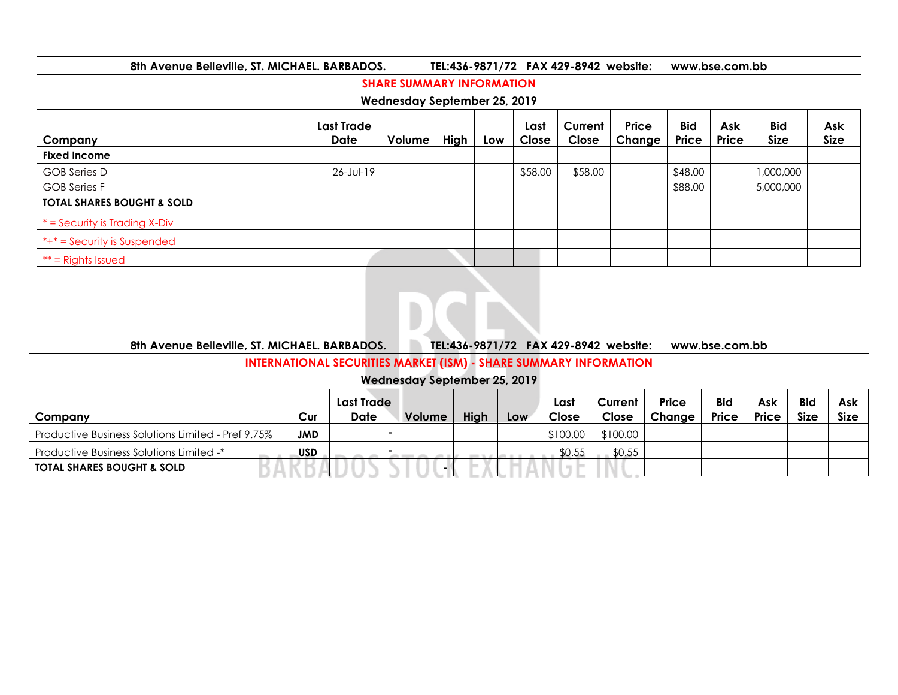| 8th Avenue Belleville, ST. MICHAEL. BARBADOS. TEL:436-9871/72 FAX 429-8942 website: www.bse.com.bb | | | | | | | | | | | |
|---|---|---|---|---|---|---|---|---|---|---|---|
| **SHARE SUMMARY INFORMATION** | | | | | | | | | | | |
| **Wednesday September 25, 2019** | | | | | | | | | | | |
| **Company** | **Last Trade Date** | **Volume** | **High** | **Low** | **Last Close** | **Current Close** | **Price Change** | **Bid Price** | **Ask Price** | **Bid Size** | **Ask Size** |
| **Fixed Income** | | | | | | | | | | | |
| GOB Series D | 26-Jul-19 | | | | $58.00 | $58.00 | | $48.00 | | 1,000,000 | |
| GOB Series F | | | | | | | | $88.00 | | 5,000,000 | |
| **TOTAL SHARES BOUGHT & SOLD** | | | | | | | | | | | |
| * = Security is Trading X-Div | | | | | | | | | | | |
| *+* = Security is Suspended | | | | | | | | | | | |
| ** = Rights Issued | | | | | | | | | | | |

| 8th Avenue Belleville, ST. MICHAEL. BARBADOS. TEL:436-9871/72 FAX 429-8942 website: www.bse.com.bb | | | | | | | | | | | | |
|---|---|---|---|---|---|---|---|---|---|---|---|---|
| **INTERNATIONAL SECURITIES MARKET (ISM) - SHARE SUMMARY INFORMATION** | | | | | | | | | | | | |
| **Wednesday September 25, 2019** | | | | | | | | | | | | |
| **Company** | **Cur** | **Last Trade Date** | **Volume** | **High** | **Low** | **Last Close** | **Current Close** | **Price Change** | **Bid Price** | **Ask Price** | **Bid Size** | **Ask Size** |
| Productive Business Solutions Limited - Pref 9.75% | **JMD** | - | | | | $100.00 | $100.00 | | | | | |
| Productive Business Solutions Limited -* | **USD** | - | | | | $0.55 | $0.55 | | | | | |
| **TOTAL SHARES BOUGHT & SOLD** | | | - | | | | | | | | | |